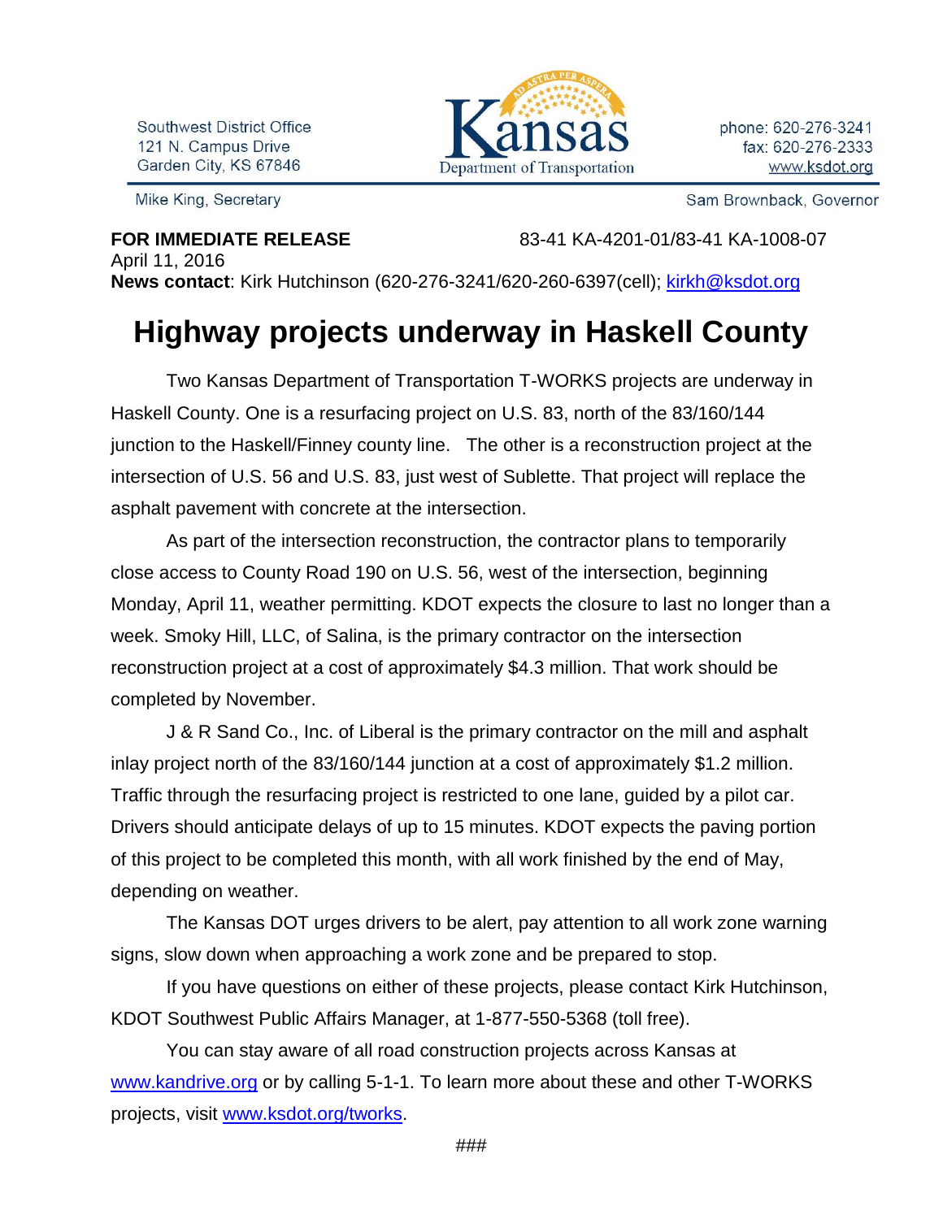Southwest District Office
121 N. Campus Drive
Garden City, KS 67846

Kansas Department of Transportation

phone: 620-276-3241
fax: 620-276-2333
www.ksdot.org

Mike King, Secretary

Sam Brownback, Governor

**FOR IMMEDIATE RELEASE** 83-41 KA-4201-01/83-41 KA-1008-07
April 11, 2016
**News contact**: Kirk Hutchinson (620-276-3241/620-260-6397(cell); kirkh@ksdot.org

# Highway projects underway in Haskell County

Two Kansas Department of Transportation T-WORKS projects are underway in Haskell County. One is a resurfacing project on U.S. 83, north of the 83/160/144 junction to the Haskell/Finney county line. The other is a reconstruction project at the intersection of U.S. 56 and U.S. 83, just west of Sublette. That project will replace the asphalt pavement with concrete at the intersection.

As part of the intersection reconstruction, the contractor plans to temporarily close access to County Road 190 on U.S. 56, west of the intersection, beginning Monday, April 11, weather permitting. KDOT expects the closure to last no longer than a week. Smoky Hill, LLC, of Salina, is the primary contractor on the intersection reconstruction project at a cost of approximately $4.3 million. That work should be completed by November.

J & R Sand Co., Inc. of Liberal is the primary contractor on the mill and asphalt inlay project north of the 83/160/144 junction at a cost of approximately $1.2 million. Traffic through the resurfacing project is restricted to one lane, guided by a pilot car. Drivers should anticipate delays of up to 15 minutes. KDOT expects the paving portion of this project to be completed this month, with all work finished by the end of May, depending on weather.

The Kansas DOT urges drivers to be alert, pay attention to all work zone warning signs, slow down when approaching a work zone and be prepared to stop.

If you have questions on either of these projects, please contact Kirk Hutchinson, KDOT Southwest Public Affairs Manager, at 1-877-550-5368 (toll free).

You can stay aware of all road construction projects across Kansas at www.kandrive.org or by calling 5-1-1. To learn more about these and other T-WORKS projects, visit www.ksdot.org/tworks.

###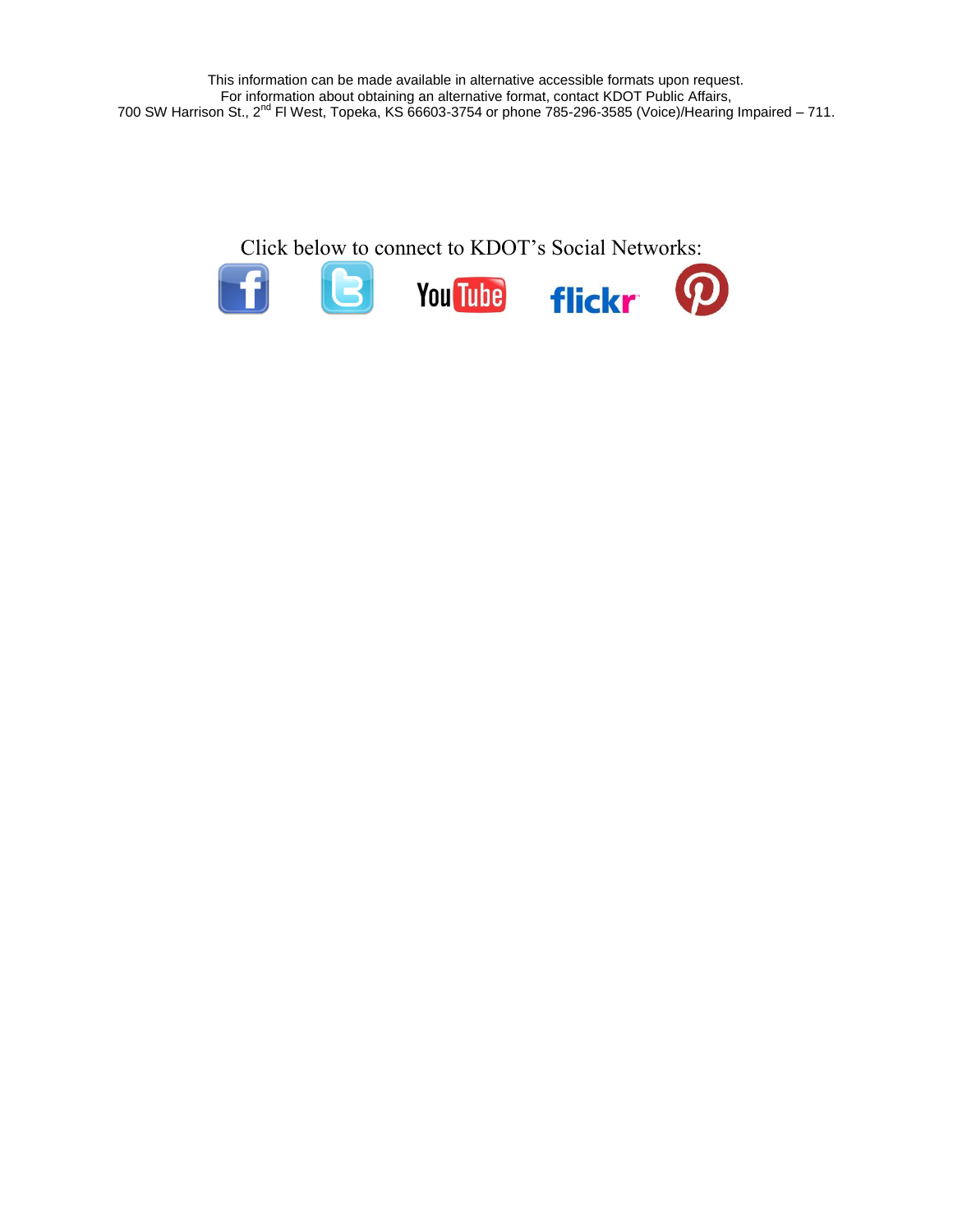This information can be made available in alternative accessible formats upon request.
For information about obtaining an alternative format, contact KDOT Public Affairs,
700 SW Harrison St., 2nd Fl West, Topeka, KS 66603-3754 or phone 785-296-3585 (Voice)/Hearing Impaired – 711.

Click below to connect to KDOT's Social Networks: